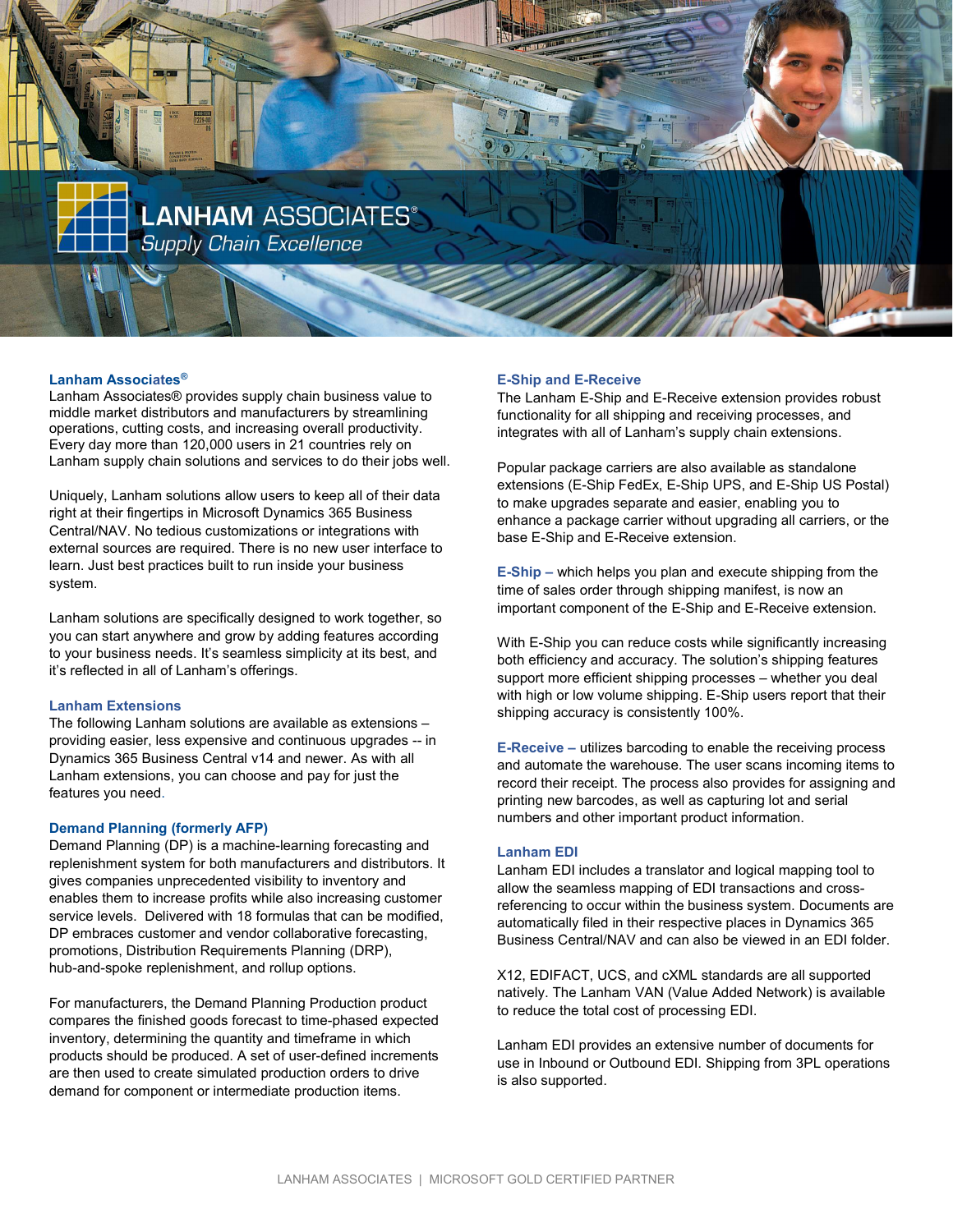# LANHAM ASSOCIATES®

*Supply Chain Excellence*

## Lanham Associates®

Lanham Associates® provides supply chain business value to middle market distributors and manufacturers by streamlining operations, cutting costs, and increasing overall productivity. Every day more than 120,000 users in 21 countries rely on Lanham supply chain solutions and services to do their jobs well.

Uniquely, Lanham solutions allow users to keep all of their data right at their fingertips in Microsoft Dynamics 365 Business Central/NAV. No tedious customizations or integrations with external sources are required. There is no new user interface to learn. Just best practices built to run inside your business system.

Lanham solutions are specifically designed to work together, so you can start anywhere and grow by adding features according to your business needs. It's seamless simplicity at its best, and it's reflected in all of Lanham's offerings.

## Lanham Extensions

The following Lanham solutions are available as extensions – providing easier, less expensive and continuous upgrades -- in Dynamics 365 Business Central v14 and newer. As with all Lanham extensions, you can choose and pay for just the features you need.

## Demand Planning (formerly AFP)

Demand Planning (DP) is a machine-learning forecasting and replenishment system for both manufacturers and distributors. It gives companies unprecedented visibility to inventory and enables them to increase profits while also increasing customer service levels. Delivered with 18 formulas that can be modified, DP embraces customer and vendor collaborative forecasting, promotions, Distribution Requirements Planning (DRP), hub-and-spoke replenishment, and rollup options.

For manufacturers, the Demand Planning Production product compares the finished goods forecast to time-phased expected inventory, determining the quantity and timeframe in which products should be produced. A set of user-defined increments are then used to create simulated production orders to drive demand for component or intermediate production items.

## E-Ship and E-Receive

The Lanham E-Ship and E-Receive extension provides robust functionality for all shipping and receiving processes, and integrates with all of Lanham's supply chain extensions.

Popular package carriers are also available as standalone extensions (E-Ship FedEx, E-Ship UPS, and E-Ship US Postal) to make upgrades separate and easier, enabling you to enhance a package carrier without upgrading all carriers, or the base E-Ship and E-Receive extension.

**E-Ship –** which helps you plan and execute shipping from the time of sales order through shipping manifest, is now an important component of the E-Ship and E-Receive extension.

With E-Ship you can reduce costs while significantly increasing both efficiency and accuracy. The solution's shipping features support more efficient shipping processes – whether you deal with high or low volume shipping. E-Ship users report that their shipping accuracy is consistently 100%.

**E-Receive –** utilizes barcoding to enable the receiving process and automate the warehouse. The user scans incoming items to record their receipt. The process also provides for assigning and printing new barcodes, as well as capturing lot and serial numbers and other important product information.

## Lanham EDI

Lanham EDI includes a translator and logical mapping tool to allow the seamless mapping of EDI transactions and cross-referencing to occur within the business system. Documents are automatically filed in their respective places in Dynamics 365 Business Central/NAV and can also be viewed in an EDI folder.

X12, EDIFACT, UCS, and cXML standards are all supported natively. The Lanham VAN (Value Added Network) is available to reduce the total cost of processing EDI.

Lanham EDI provides an extensive number of documents for use in Inbound or Outbound EDI. Shipping from 3PL operations is also supported.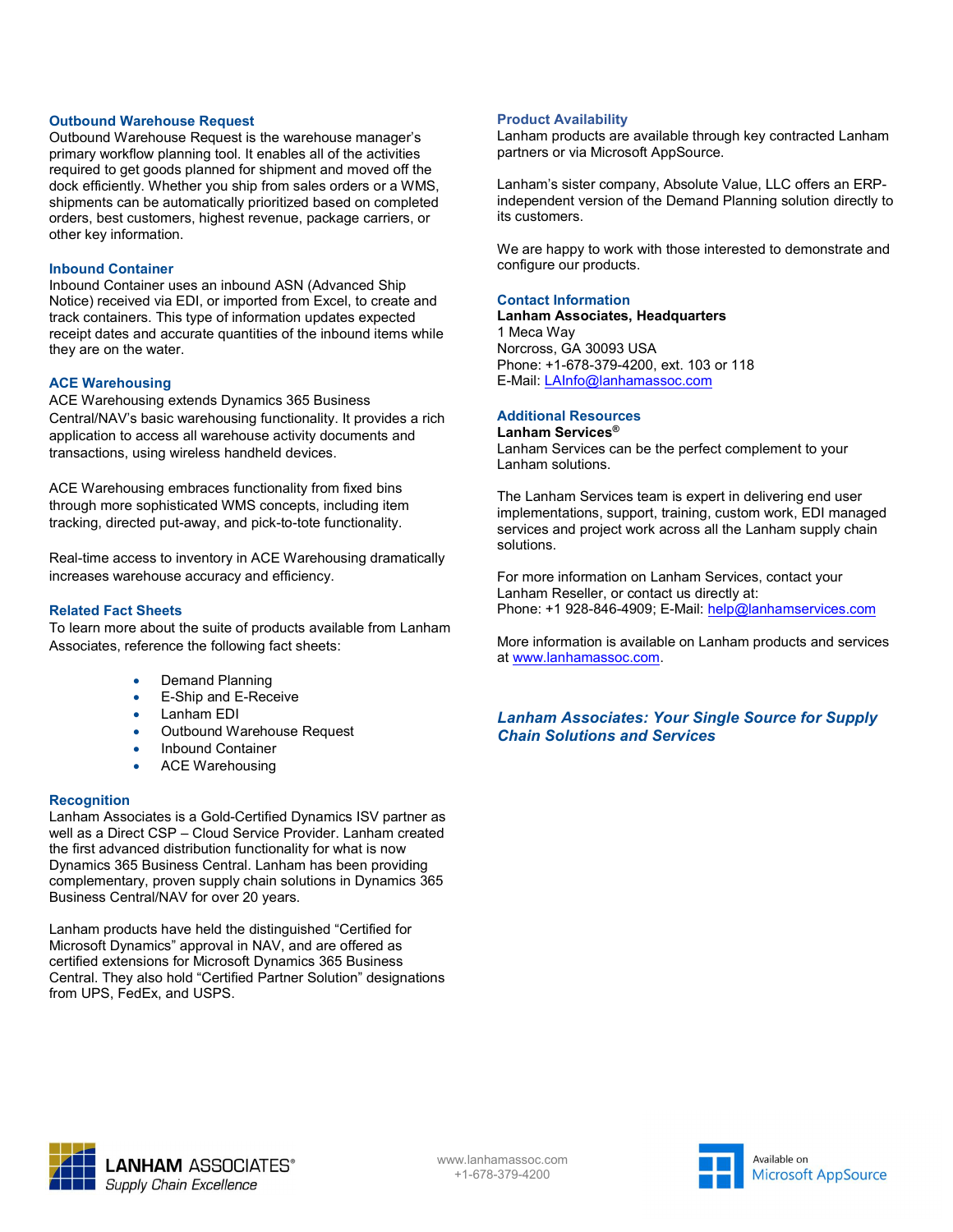## Outbound Warehouse Request

Outbound Warehouse Request is the warehouse manager's primary workflow planning tool. It enables all of the activities required to get goods planned for shipment and moved off the dock efficiently. Whether you ship from sales orders or a WMS, shipments can be automatically prioritized based on completed orders, best customers, highest revenue, package carriers, or other key information.

## Inbound Container

Inbound Container uses an inbound ASN (Advanced Ship Notice) received via EDI, or imported from Excel, to create and track containers. This type of information updates expected receipt dates and accurate quantities of the inbound items while they are on the water.

## ACE Warehousing

ACE Warehousing extends Dynamics 365 Business Central/NAV's basic warehousing functionality. It provides a rich application to access all warehouse activity documents and transactions, using wireless handheld devices.

ACE Warehousing embraces functionality from fixed bins through more sophisticated WMS concepts, including item tracking, directed put-away, and pick-to-tote functionality.

Real-time access to inventory in ACE Warehousing dramatically increases warehouse accuracy and efficiency.

## Related Fact Sheets

To learn more about the suite of products available from Lanham Associates, reference the following fact sheets:

- Demand Planning
- E-Ship and E-Receive
- Lanham EDI
- Outbound Warehouse Request
- Inbound Container
- ACE Warehousing

## Recognition

Lanham Associates is a Gold-Certified Dynamics ISV partner as well as a Direct CSP – Cloud Service Provider. Lanham created the first advanced distribution functionality for what is now Dynamics 365 Business Central. Lanham has been providing complementary, proven supply chain solutions in Dynamics 365 Business Central/NAV for over 20 years.

Lanham products have held the distinguished "Certified for Microsoft Dynamics" approval in NAV, and are offered as certified extensions for Microsoft Dynamics 365 Business Central. They also hold "Certified Partner Solution" designations from UPS, FedEx, and USPS.

## Product Availability

Lanham products are available through key contracted Lanham partners or via Microsoft AppSource.

Lanham's sister company, Absolute Value, LLC offers an ERP-independent version of the Demand Planning solution directly to its customers.

We are happy to work with those interested to demonstrate and configure our products.

## Contact Information

**Lanham Associates, Headquarters**
1 Meca Way
Norcross, GA 30093 USA
Phone: +1-678-379-4200, ext. 103 or 118
E-Mail: LAInfo@lanhamassoc.com

## Additional Resources

**Lanham Services®**
Lanham Services can be the perfect complement to your Lanham solutions.

The Lanham Services team is expert in delivering end user implementations, support, training, custom work, EDI managed services and project work across all the Lanham supply chain solutions.

For more information on Lanham Services, contact your Lanham Reseller, or contact us directly at:
Phone: +1 928-846-4909; E-Mail: help@lanhamservices.com

More information is available on Lanham products and services at www.lanhamassoc.com.

***Lanham Associates: Your Single Source for Supply Chain Solutions and Services***

LANHAM ASSOCIATES®
*Supply Chain Excellence*

www.lanhamassoc.com
+1-678-379-4200

Available on Microsoft AppSource